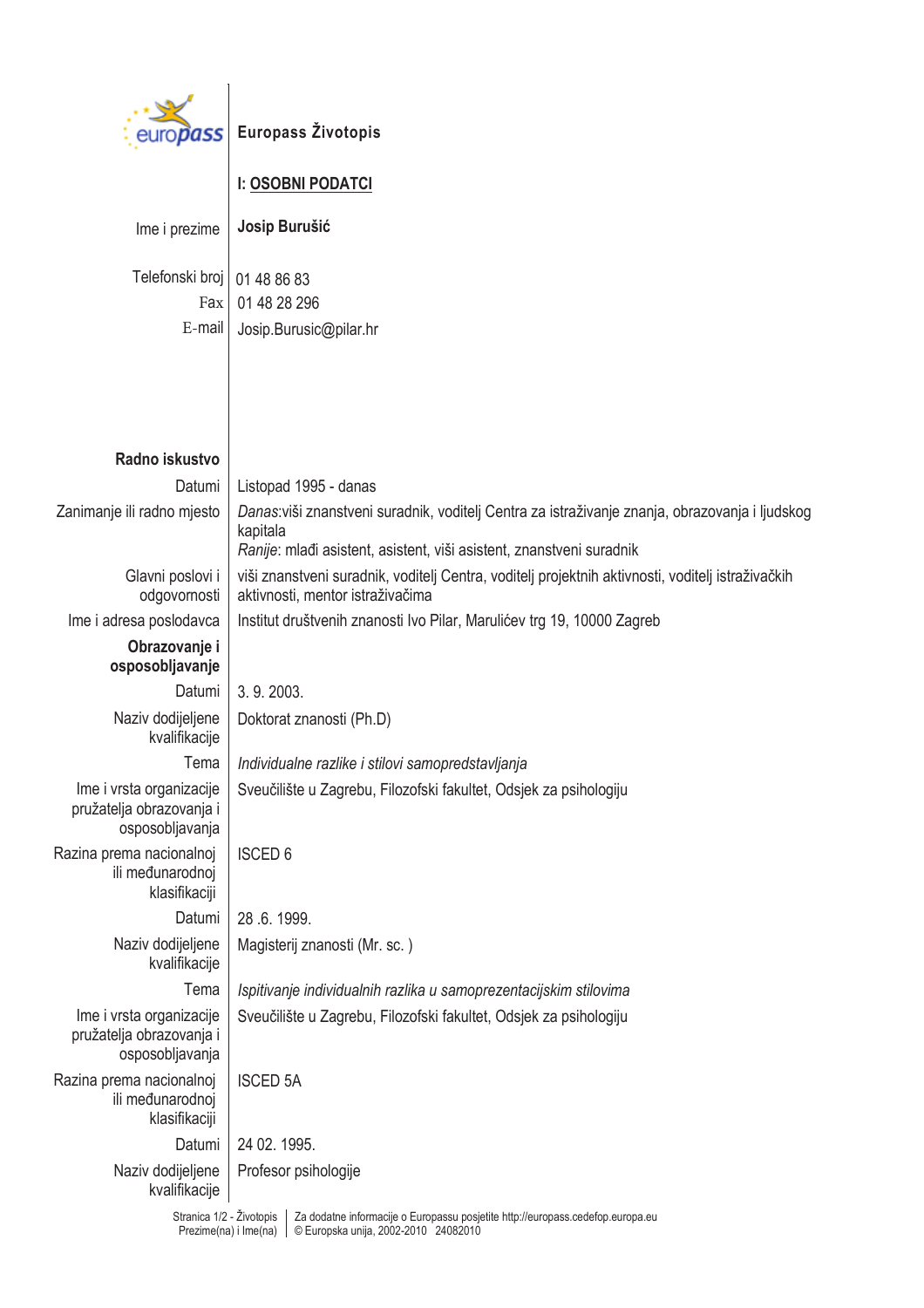# Europass Životopis

## I: OSOBNI PODATCI

| | |
|---|---|
| Ime i prezime | **Josip Burušić** |
| Telefonski broj | 01 48 86 83 |
| Fax | 01 48 28 296 |
| E-mail | Josip.Burusic@pilar.hr |

**Radno iskustvo**

| | |
|---|---|
| Datumi | Listopad 1995 - danas |
| Zanimanje ili radno mjesto | *Danas*:viši znanstveni suradnik, voditelj Centra za istraživanje znanja, obrazovanja i ljudskog kapitala<br>*Ranije*: mlađi asistent, asistent, viši asistent, znanstveni suradnik |
| Glavni poslovi i odgovornosti | viši znanstveni suradnik, voditelj Centra, voditelj projektnih aktivnosti, voditelj istraživačkih aktivnosti, mentor istraživačima |
| Ime i adresa poslodavca | Institut društvenih znanosti Ivo Pilar, Marulićev trg 19, 10000 Zagreb |

**Obrazovanje i osposobljavanje**

| | |
|---|---|
| Datumi | 3. 9. 2003. |
| Naziv dodijeljene kvalifikacije | Doktorat znanosti (Ph.D) |
| Tema | *Individualne razlike i stilovi samopredstavljanja* |
| Ime i vrsta organizacije pružatelja obrazovanja i osposobljavanja | Sveučilište u Zagrebu, Filozofski fakultet, Odsjek za psihologiju |
| Razina prema nacionalnoj ili međunarodnoj klasifikaciji | ISCED 6 |
| Datumi | 28 .6. 1999. |
| Naziv dodijeljene kvalifikacije | Magisterij znanosti (Mr. sc. ) |
| Tema | *Ispitivanje individualnih razlika u samoprezentacijskim stilovima* |
| Ime i vrsta organizacije pružatelja obrazovanja i osposobljavanja | Sveučilište u Zagrebu, Filozofski fakultet, Odsjek za psihologiju |
| Razina prema nacionalnoj ili međunarodnoj klasifikaciji | ISCED 5A |
| Datumi | 24 02. 1995. |
| Naziv dodijeljene kvalifikacije | Profesor psihologije |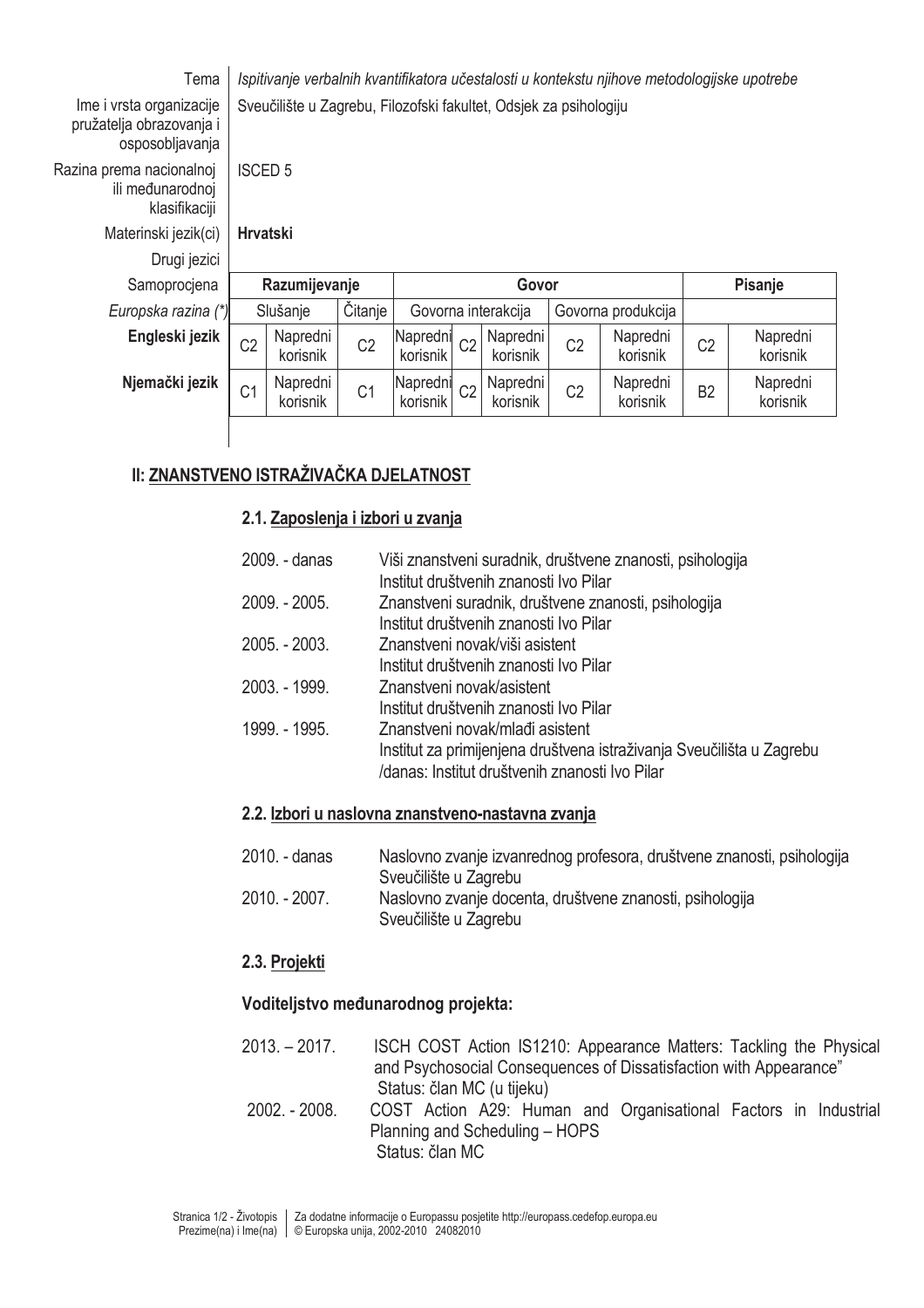| | |
|---|---|
| Tema | *Ispitivanje verbalnih kvantifikatora učestalosti u kontekstu njihove metodologijske upotrebe* |
| Ime i vrsta organizacije pružatelja obrazovanja i osposobljavanja | Sveučilište u Zagrebu, Filozofski fakultet, Odsjek za psihologiju |
| Razina prema nacionalnoj ili međunarodnoj klasifikaciji | ISCED 5 |
| Materinski jezik(ci) | **Hrvatski** |
| Drugi jezici | |

| Samoprocjena | Razumijevanje | | | | Govor | | | | Pisanje | |
|---|---|---|---|---|---|---|---|---|---|---|
| *Europska razina (\*)* | Slušanje | | Čitanje | | Govorna interakcija | | Govorna produkcija | | | |
| **Engleski jezik** | C2 | Napredni korisnik | C2 | Napredni korisnik | C2 | Napredni korisnik | C2 | Napredni korisnik | C2 | Napredni korisnik |
| **Njemački jezik** | C1 | Napredni korisnik | C1 | Napredni korisnik | C2 | Napredni korisnik | C2 | Napredni korisnik | B2 | Napredni korisnik |

## II: ZNANSTVENO ISTRAŽIVAČKA DJELATNOST

### 2.1. Zaposlenja i izbori u zvanja

| | |
|---|---|
| 2009. - danas | Viši znanstveni suradnik, društvene znanosti, psihologija<br>Institut društvenih znanosti Ivo Pilar |
| 2009. - 2005. | Znanstveni suradnik, društvene znanosti, psihologija<br>Institut društvenih znanosti Ivo Pilar |
| 2005. - 2003. | Znanstveni novak/viši asistent<br>Institut društvenih znanosti Ivo Pilar |
| 2003. - 1999. | Znanstveni novak/asistent<br>Institut društvenih znanosti Ivo Pilar |
| 1999. - 1995. | Znanstveni novak/mlađi asistent<br>Institut za primijenjena društvena istraživanja Sveučilišta u Zagrebu /danas: Institut društvenih znanosti Ivo Pilar |

### 2.2. Izbori u naslovna znanstveno-nastavna zvanja

| | |
|---|---|
| 2010. - danas | Naslovno zvanje izvanrednog profesora, društvene znanosti, psihologija<br>Sveučilište u Zagrebu |
| 2010. - 2007. | Naslovno zvanje docenta, društvene znanosti, psihologija<br>Sveučilište u Zagrebu |

### 2.3. Projekti

**Voditeljstvo međunarodnog projekta:**

| | |
|---|---|
| 2013. – 2017. | ISCH COST Action IS1210: Appearance Matters: Tackling the Physical and Psychosocial Consequences of Dissatisfaction with Appearance"<br>Status: član MC (u tijeku) |
| 2002. - 2008. | COST Action A29: Human and Organisational Factors in Industrial Planning and Scheduling – HOPS<br>Status: član MC |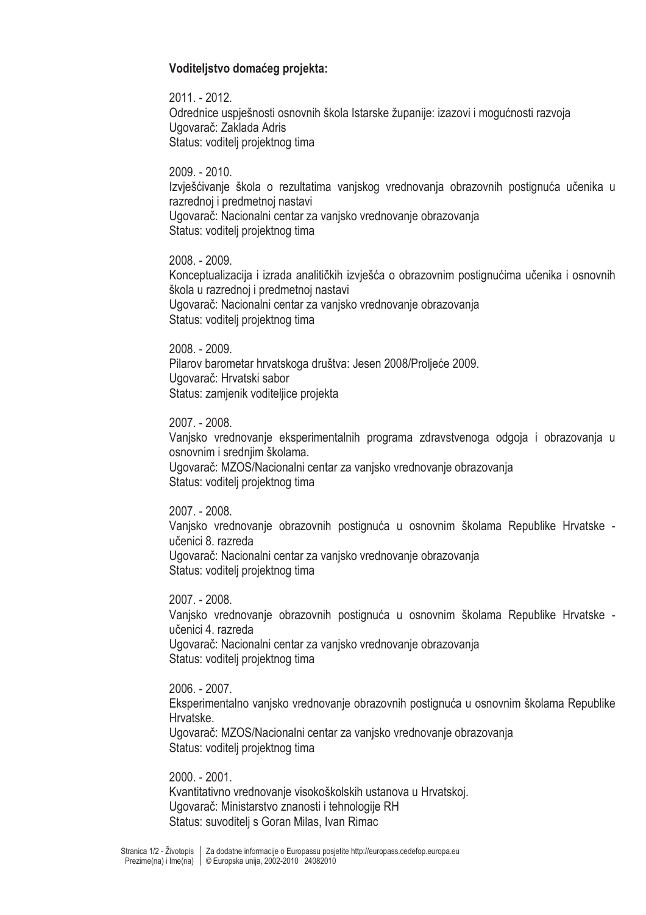**Voditeljstvo domaćeg projekta:**

2011. - 2012.
Odrednice uspješnosti osnovnih škola Istarske županije: izazovi i mogućnosti razvoja
Ugovarač: Zaklada Adris
Status: voditelj projektnog tima

2009. - 2010.
Izvješćivanje škola o rezultatima vanjskog vrednovanja obrazovnih postignuća učenika u razrednoj i predmetnoj nastavi
Ugovarač: Nacionalni centar za vanjsko vrednovanje obrazovanja
Status: voditelj projektnog tima

2008. - 2009.
Konceptualizacija i izrada analitičkih izvješća o obrazovnim postignućima učenika i osnovnih škola u razrednoj i predmetnoj nastavi
Ugovarač: Nacionalni centar za vanjsko vrednovanje obrazovanja
Status: voditelj projektnog tima

2008. - 2009.
Pilarov barometar hrvatskoga društva: Jesen 2008/Proljeće 2009.
Ugovarač: Hrvatski sabor
Status: zamjenik voditeljice projekta

2007. - 2008.
Vanjsko vrednovanje eksperimentalnih programa zdravstvenoga odgoja i obrazovanja u osnovnim i srednjim školama.
Ugovarač: MZOS/Nacionalni centar za vanjsko vrednovanje obrazovanja
Status: voditelj projektnog tima

2007. - 2008.
Vanjsko vrednovanje obrazovnih postignuća u osnovnim školama Republike Hrvatske - učenici 8. razreda
Ugovarač: Nacionalni centar za vanjsko vrednovanje obrazovanja
Status: voditelj projektnog tima

2007. - 2008.
Vanjsko vrednovanje obrazovnih postignuća u osnovnim školama Republike Hrvatske - učenici 4. razreda
Ugovarač: Nacionalni centar za vanjsko vrednovanje obrazovanja
Status: voditelj projektnog tima

2006. - 2007.
Eksperimentalno vanjsko vrednovanje obrazovnih postignuća u osnovnim školama Republike Hrvatske.
Ugovarač: MZOS/Nacionalni centar za vanjsko vrednovanje obrazovanja
Status: voditelj projektnog tima

2000. - 2001.
Kvantitativno vrednovanje visokoškolskih ustanova u Hrvatskoj.
Ugovarač: Ministarstvo znanosti i tehnologije RH
Status: suvoditelj s Goran Milas, Ivan Rimac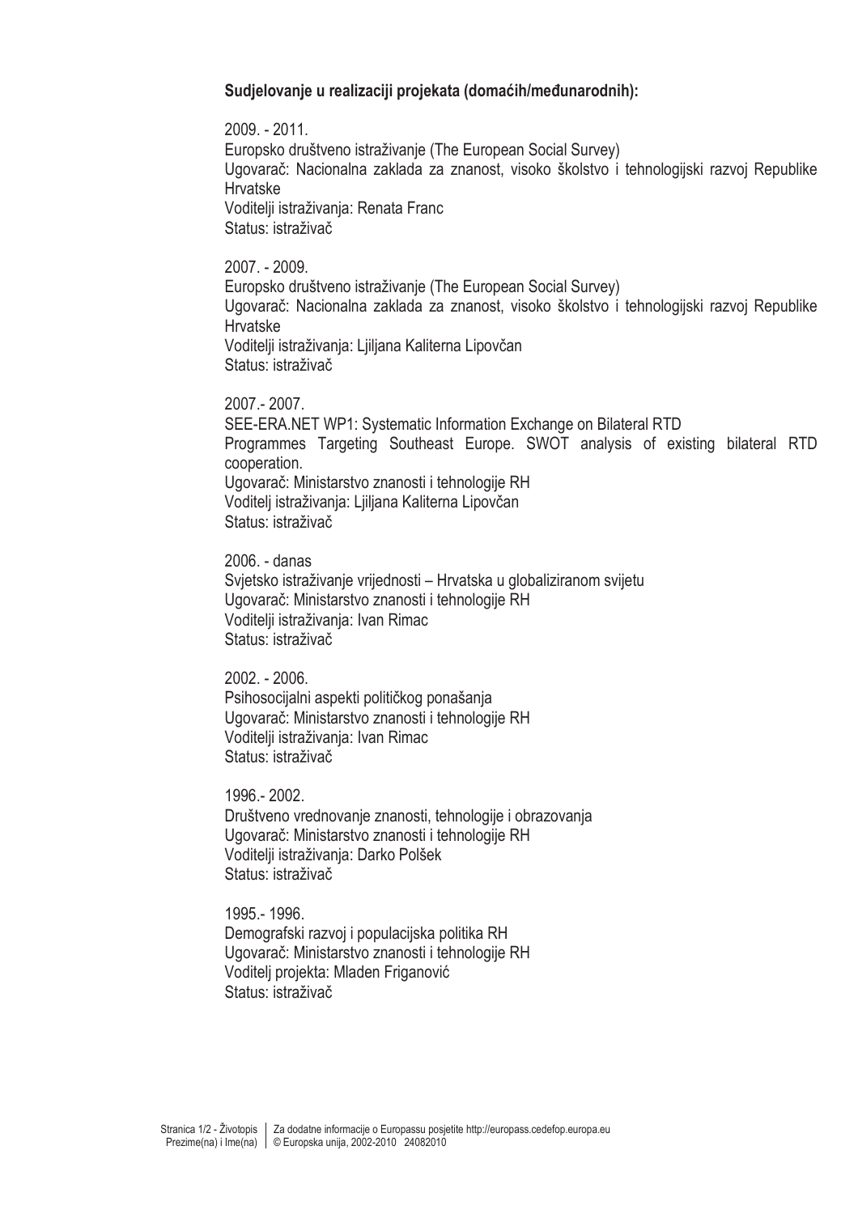**Sudjelovanje u realizaciji projekata (domaćih/međunarodnih):**

2009. - 2011.
Europsko društveno istraživanje (The European Social Survey)
Ugovarač: Nacionalna zaklada za znanost, visoko školstvo i tehnologijski razvoj Republike Hrvatske
Voditelji istraživanja: Renata Franc
Status: istraživač

2007. - 2009.
Europsko društveno istraživanje (The European Social Survey)
Ugovarač: Nacionalna zaklada za znanost, visoko školstvo i tehnologijski razvoj Republike Hrvatske
Voditelji istraživanja: Ljiljana Kaliterna Lipovčan
Status: istraživač

2007.- 2007.
SEE-ERA.NET WP1: Systematic Information Exchange on Bilateral RTD Programmes Targeting Southeast Europe. SWOT analysis of existing bilateral RTD cooperation.
Ugovarač: Ministarstvo znanosti i tehnologije RH
Voditelj istraživanja: Ljiljana Kaliterna Lipovčan
Status: istraživač

2006. - danas
Svjetsko istraživanje vrijednosti – Hrvatska u globaliziranom svijetu
Ugovarač: Ministarstvo znanosti i tehnologije RH
Voditelji istraživanja: Ivan Rimac
Status: istraživač

2002. - 2006.
Psihosocijalni aspekti političkog ponašanja
Ugovarač: Ministarstvo znanosti i tehnologije RH
Voditelji istraživanja: Ivan Rimac
Status: istraživač

1996.- 2002.
Društveno vrednovanje znanosti, tehnologije i obrazovanja
Ugovarač: Ministarstvo znanosti i tehnologije RH
Voditelji istraživanja: Darko Polšek
Status: istraživač

1995.- 1996.
Demografski razvoj i populacijska politika RH
Ugovarač: Ministarstvo znanosti i tehnologije RH
Voditelj projekta: Mladen Friganović
Status: istraživač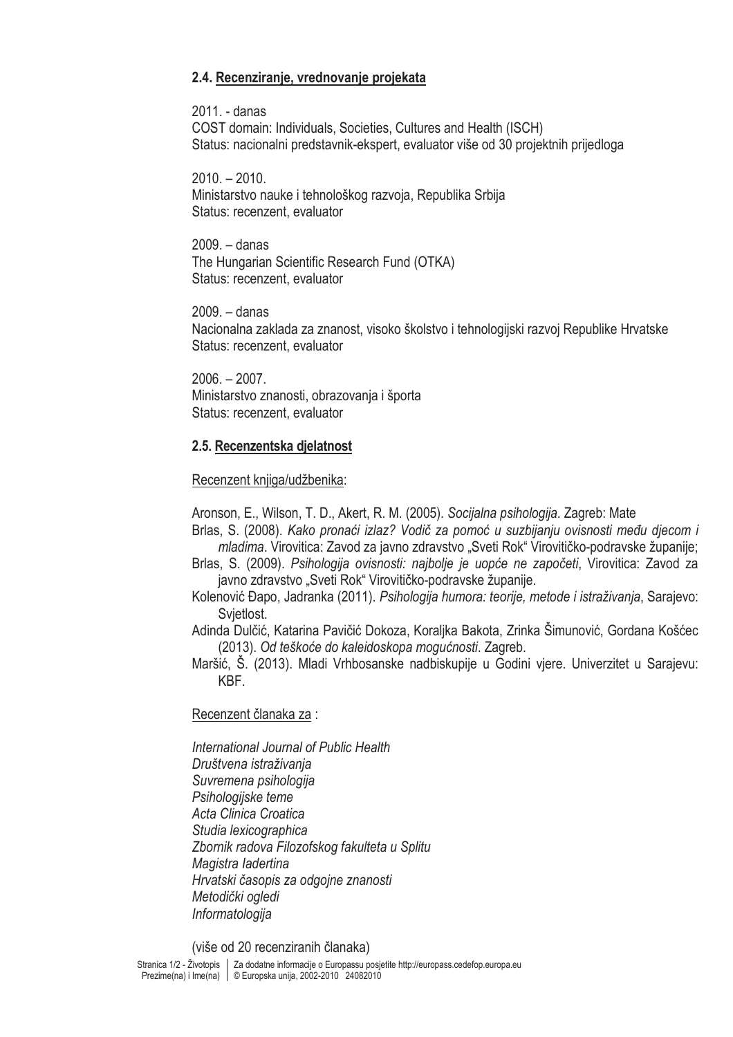### 2.4. Recenziranje, vrednovanje projekata

2011. - danas
COST domain: Individuals, Societies, Cultures and Health (ISCH)
Status: nacionalni predstavnik-ekspert, evaluator više od 30 projektnih prijedloga

2010. – 2010.
Ministarstvo nauke i tehnološkog razvoja, Republika Srbija
Status: recenzent, evaluator

2009. – danas
The Hungarian Scientific Research Fund (OTKA)
Status: recenzent, evaluator

2009. – danas
Nacionalna zaklada za znanost, visoko školstvo i tehnologijski razvoj Republike Hrvatske
Status: recenzent, evaluator

2006. – 2007.
Ministarstvo znanosti, obrazovanja i športa
Status: recenzent, evaluator

### 2.5. Recenzentska djelatnost

Recenzent knjiga/udžbenika:

Aronson, E., Wilson, T. D., Akert, R. M. (2005). *Socijalna psihologija*. Zagreb: Mate

Brlas, S. (2008). *Kako pronaći izlaz? Vodič za pomoć u suzbijanju ovisnosti među djecom i mladima*. Virovitica: Zavod za javno zdravstvo „Sveti Rok" Virovitičko-podravske županije;

Brlas, S. (2009). *Psihologija ovisnosti: najbolje je uopće ne započeti*, Virovitica: Zavod za javno zdravstvo „Sveti Rok" Virovitičko-podravske županije.

Kolenović Đapo, Jadranka (2011). *Psihologija humora: teorije, metode i istraživanja*, Sarajevo: Svjetlost.

Adinda Dulčić, Katarina Pavičić Dokoza, Koraljka Bakota, Zrinka Šimunović, Gordana Košćec (2013). *Od teškoće do kaleidoskopa mogućnosti*. Zagreb.

Maršić, Š. (2013). Mladi Vrhbosanske nadbiskupije u Godini vjere. Univerzitet u Sarajevu: KBF.

Recenzent članaka za :

*International Journal of Public Health*
*Društvena istraživanja*
*Suvremena psihologija*
*Psihologijske teme*
*Acta Clinica Croatica*
*Studia lexicographica*
*Zbornik radova Filozofskog fakulteta u Splitu*
*Magistra Iadertina*
*Hrvatski časopis za odgojne znanosti*
*Metodički ogledi*
*Informatologija*

(više od 20 recenziranih članaka)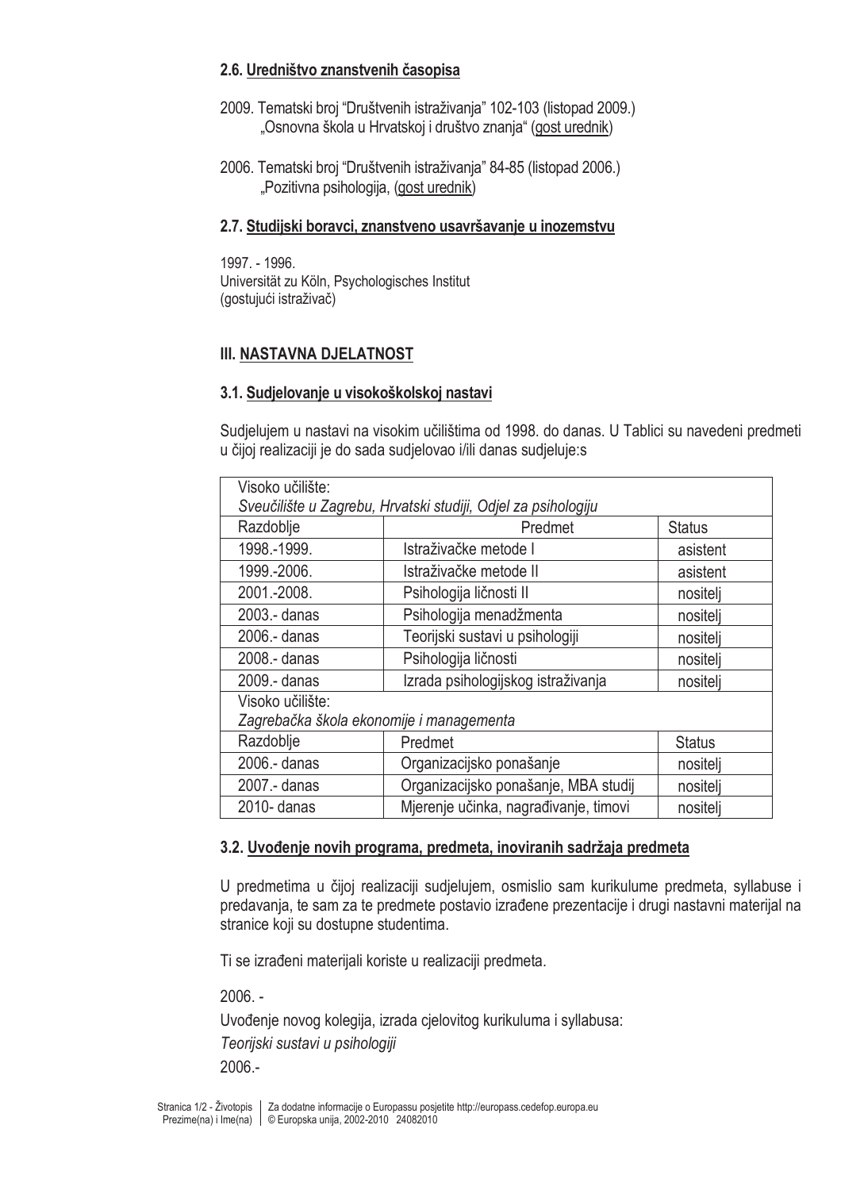#### 2.6. Uredništvo znanstvenih časopisa

2009. Tematski broj "Društvenih istraživanja" 102-103 (listopad 2009.)
„Osnovna škola u Hrvatskoj i društvo znanja" (gost urednik)

2006. Tematski broj "Društvenih istraživanja" 84-85 (listopad 2006.)
„Pozitivna psihologija, (gost urednik)

#### 2.7. Studijski boravci, znanstveno usavršavanje u inozemstvu

1997. - 1996.
Universität zu Köln, Psychologisches Institut
(gostujući istraživač)

### III. NASTAVNA DJELATNOST

#### 3.1. Sudjelovanje u visokoškolskoj nastavi

Sudjelujem u nastavi na visokim učilištima od 1998. do danas. U Tablici su navedeni predmeti u čijoj realizaciji je do sada sudjelovao i/ili danas sudjeluje:s

| Visoko učilište: *Sveučilište u Zagrebu, Hrvatski studiji, Odjel za psihologiju* | | |
|---|---|---|
| Razdoblje | Predmet | Status |
| 1998.-1999. | Istraživačke metode I | asistent |
| 1999.-2006. | Istraživačke metode II | asistent |
| 2001.-2008. | Psihologija ličnosti II | nositelj |
| 2003.- danas | Psihologija menadžmenta | nositelj |
| 2006.- danas | Teorijski sustavi u psihologiji | nositelj |
| 2008.- danas | Psihologija ličnosti | nositelj |
| 2009.- danas | Izrada psihologijskog istraživanja | nositelj |
| Visoko učilište: *Zagrebačka škola ekonomije i managementa* | | |
| Razdoblje | Predmet | Status |
| 2006.- danas | Organizacijsko ponašanje | nositelj |
| 2007.- danas | Organizacijsko ponašanje, MBA studij | nositelj |
| 2010- danas | Mjerenje učinka, nagrađivanje, timovi | nositelj |

#### 3.2. Uvođenje novih programa, predmeta, inoviranih sadržaja predmeta

U predmetima u čijoj realizaciji sudjelujem, osmislio sam kurikulume predmeta, syllabuse i predavanja, te sam za te predmete postavio izrađene prezentacije i drugi nastavni materijal na stranice koji su dostupne studentima.

Ti se izrađeni materijali koriste u realizaciji predmeta.

2006. -

Uvođenje novog kolegija, izrada cjelovitog kurikuluma i syllabusa:

*Teorijski sustavi u psihologiji*

2006.-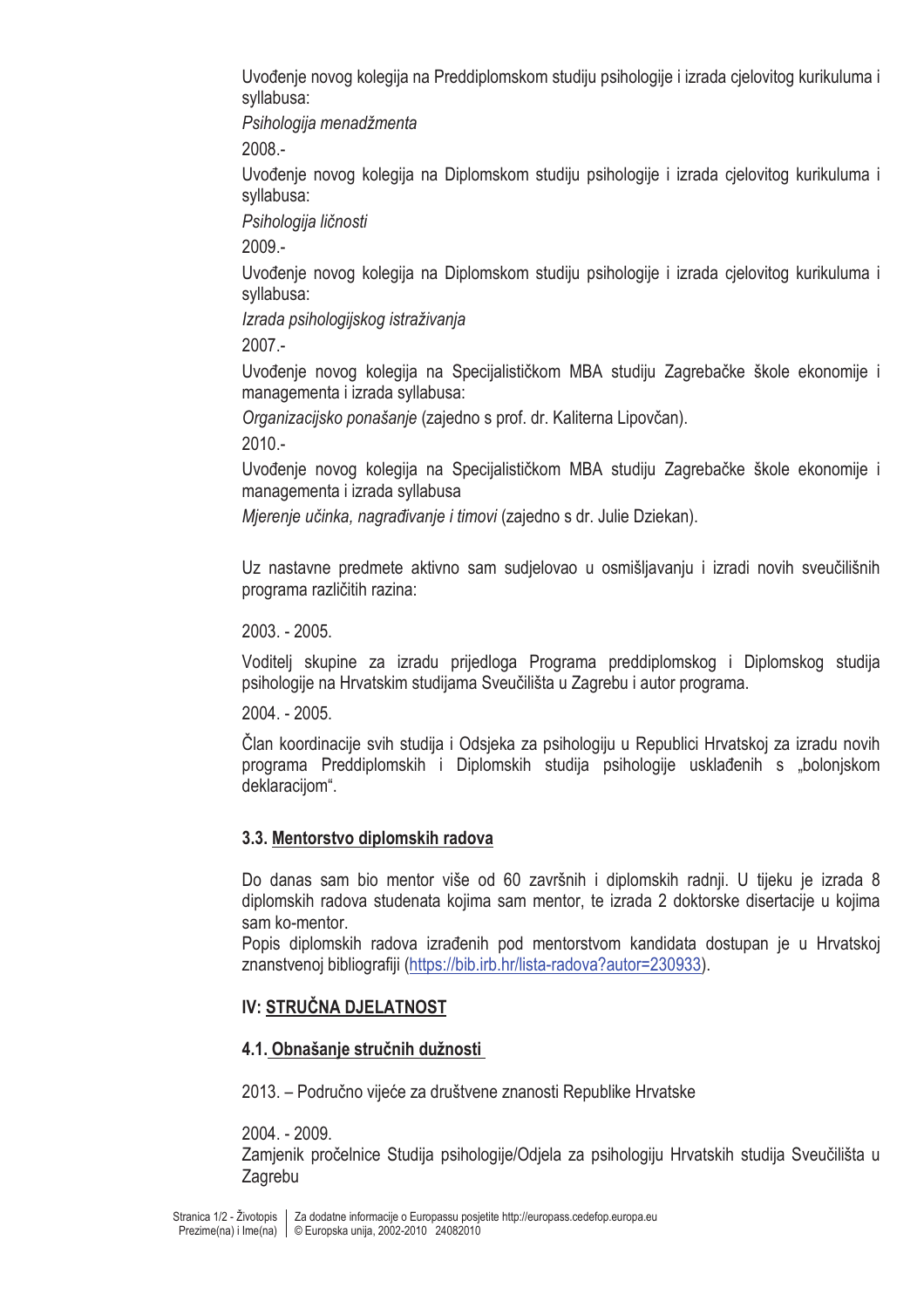Uvođenje novog kolegija na Preddiplomskom studiju psihologije i izrada cjelovitog kurikuluma i syllabusa:

*Psihologija menadžmenta*

2008.-

Uvođenje novog kolegija na Diplomskom studiju psihologije i izrada cjelovitog kurikuluma i syllabusa:

*Psihologija ličnosti*

2009.-

Uvođenje novog kolegija na Diplomskom studiju psihologije i izrada cjelovitog kurikuluma i syllabusa:

*Izrada psihologijskog istraživanja*

2007.-

Uvođenje novog kolegija na Specijalističkom MBA studiju Zagrebačke škole ekonomije i managementa i izrada syllabusa:

*Organizacijsko ponašanje* (zajedno s prof. dr. Kaliterna Lipovčan).

2010.-

Uvođenje novog kolegija na Specijalističkom MBA studiju Zagrebačke škole ekonomije i managementa i izrada syllabusa

*Mjerenje učinka, nagrađivanje i timovi* (zajedno s dr. Julie Dziekan).

Uz nastavne predmete aktivno sam sudjelovao u osmišljavanju i izradi novih sveučilišnih programa različitih razina:

2003. - 2005.

Voditelj skupine za izradu prijedloga Programa preddiplomskog i Diplomskog studija psihologije na Hrvatskim studijama Sveučilišta u Zagrebu i autor programa.

2004. - 2005.

Član koordinacije svih studija i Odsjeka za psihologiju u Republici Hrvatskoj za izradu novih programa Preddiplomskih i Diplomskih studija psihologije usklađenih s „bolonjskom deklaracijom“.

### 3.3. Mentorstvo diplomskih radova

Do danas sam bio mentor više od 60 završnih i diplomskih radnji. U tijeku je izrada 8 diplomskih radova studenata kojima sam mentor, te izrada 2 doktorske disertacije u kojima sam ko-mentor.

Popis diplomskih radova izrađenih pod mentorstvom kandidata dostupan je u Hrvatskoj znanstvenoj bibliografiji (https://bib.irb.hr/lista-radova?autor=230933).

## IV: STRUČNA DJELATNOST

### 4.1. Obnašanje stručnih dužnosti

2013. – Područno vijeće za društvene znanosti Republike Hrvatske

2004. - 2009.

Zamjenik pročelnice Studija psihologije/Odjela za psihologiju Hrvatskih studija Sveučilišta u Zagrebu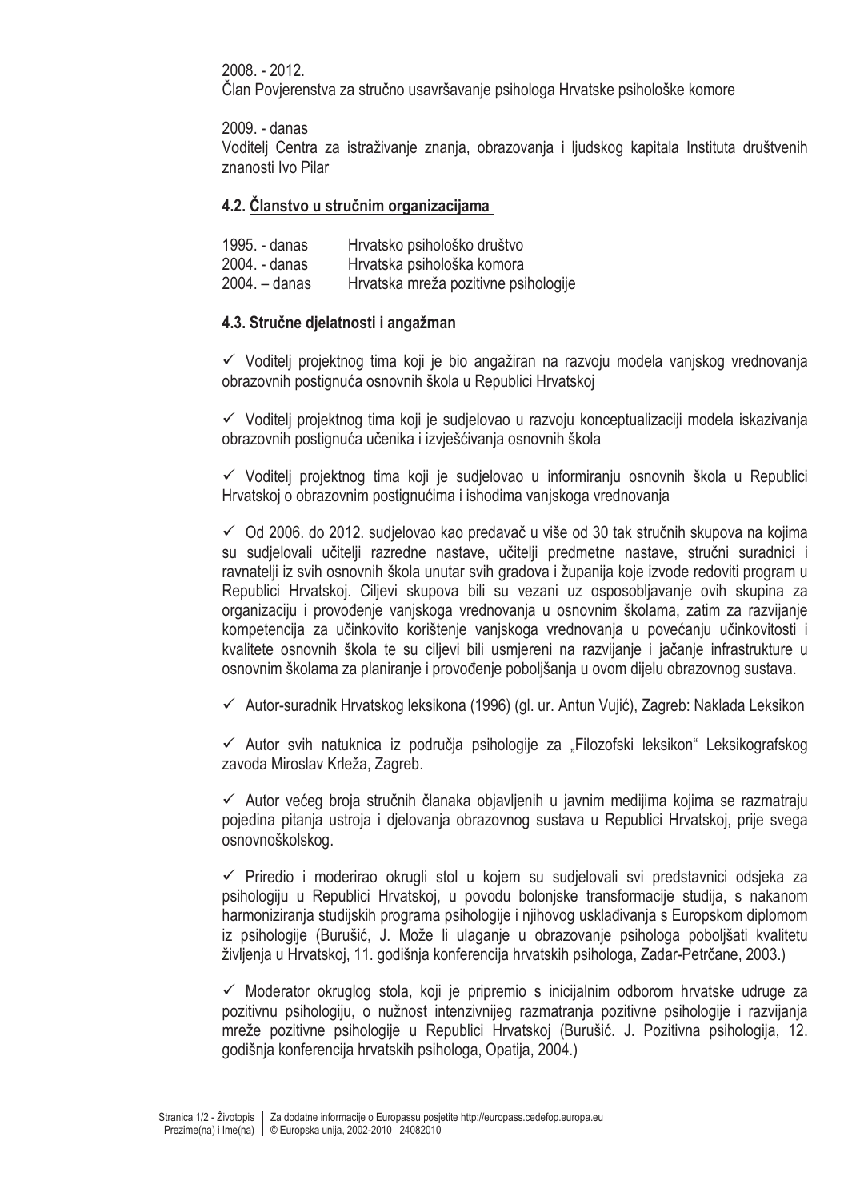2008. - 2012.
Član Povjerenstva za stručno usavršavanje psihologa Hrvatske psihološke komore

2009. - danas
Voditelj Centra za istraživanje znanja, obrazovanja i ljudskog kapitala Instituta društvenih znanosti Ivo Pilar

### 4.2. Članstvo u stručnim organizacijama

| | |
|---|---|
| 1995. - danas | Hrvatsko psihološko društvo |
| 2004. - danas | Hrvatska psihološka komora |
| 2004. – danas | Hrvatska mreža pozitivne psihologije |

### 4.3. Stručne djelatnosti i angažman

✓ Voditelj projektnog tima koji je bio angažiran na razvoju modela vanjskog vrednovanja obrazovnih postignuća osnovnih škola u Republici Hrvatskoj

✓ Voditelj projektnog tima koji je sudjelovao u razvoju konceptualizaciji modela iskazivanja obrazovnih postignuća učenika i izvješćivanja osnovnih škola

✓ Voditelj projektnog tima koji je sudjelovao u informiranju osnovnih škola u Republici Hrvatskoj o obrazovnim postignućima i ishodima vanjskoga vrednovanja

✓ Od 2006. do 2012. sudjelovao kao predavač u više od 30 tak stručnih skupova na kojima su sudjelovali učitelji razredne nastave, učitelji predmetne nastave, stručni suradnici i ravnatelji iz svih osnovnih škola unutar svih gradova i županija koje izvode redoviti program u Republici Hrvatskoj. Ciljevi skupova bili su vezani uz osposobljavanje ovih skupina za organizaciju i provođenje vanjskoga vrednovanja u osnovnim školama, zatim za razvijanje kompetencija za učinkovito korištenje vanjskoga vrednovanja u povećanju učinkovitosti i kvalitete osnovnih škola te su ciljevi bili usmjereni na razvijanje i jačanje infrastrukture u osnovnim školama za planiranje i provođenje poboljšanja u ovom dijelu obrazovnog sustava.

✓ Autor-suradnik Hrvatskog leksikona (1996) (gl. ur. Antun Vujić), Zagreb: Naklada Leksikon

✓ Autor svih natuknica iz područja psihologije za „Filozofski leksikon" Leksikografskog zavoda Miroslav Krleža, Zagreb.

✓ Autor većeg broja stručnih članaka objavljenih u javnim medijima kojima se razmatraju pojedina pitanja ustroja i djelovanja obrazovnog sustava u Republici Hrvatskoj, prije svega osnovnoškolskog.

✓ Priredio i moderirao okrugli stol u kojem su sudjelovali svi predstavnici odsjeka za psihologiju u Republici Hrvatskoj, u povodu bolonjske transformacije studija, s nakanom harmoniziranja studijskih programa psihologije i njihovog usklađivanja s Europskom diplomom iz psihologije (Burušić, J. Može li ulaganje u obrazovanje psihologa poboljšati kvalitetu življenja u Hrvatskoj, 11. godišnja konferencija hrvatskih psihologa, Zadar-Petrčane, 2003.)

✓ Moderator okruglog stola, koji je pripremio s inicijalnim odborom hrvatske udruge za pozitivnu psihologiju, o nužnost intenzivnijeg razmatranja pozitivne psihologije i razvijanja mreže pozitivne psihologije u Republici Hrvatskoj (Burušić. J. Pozitivna psihologija, 12. godišnja konferencija hrvatskih psihologa, Opatija, 2004.)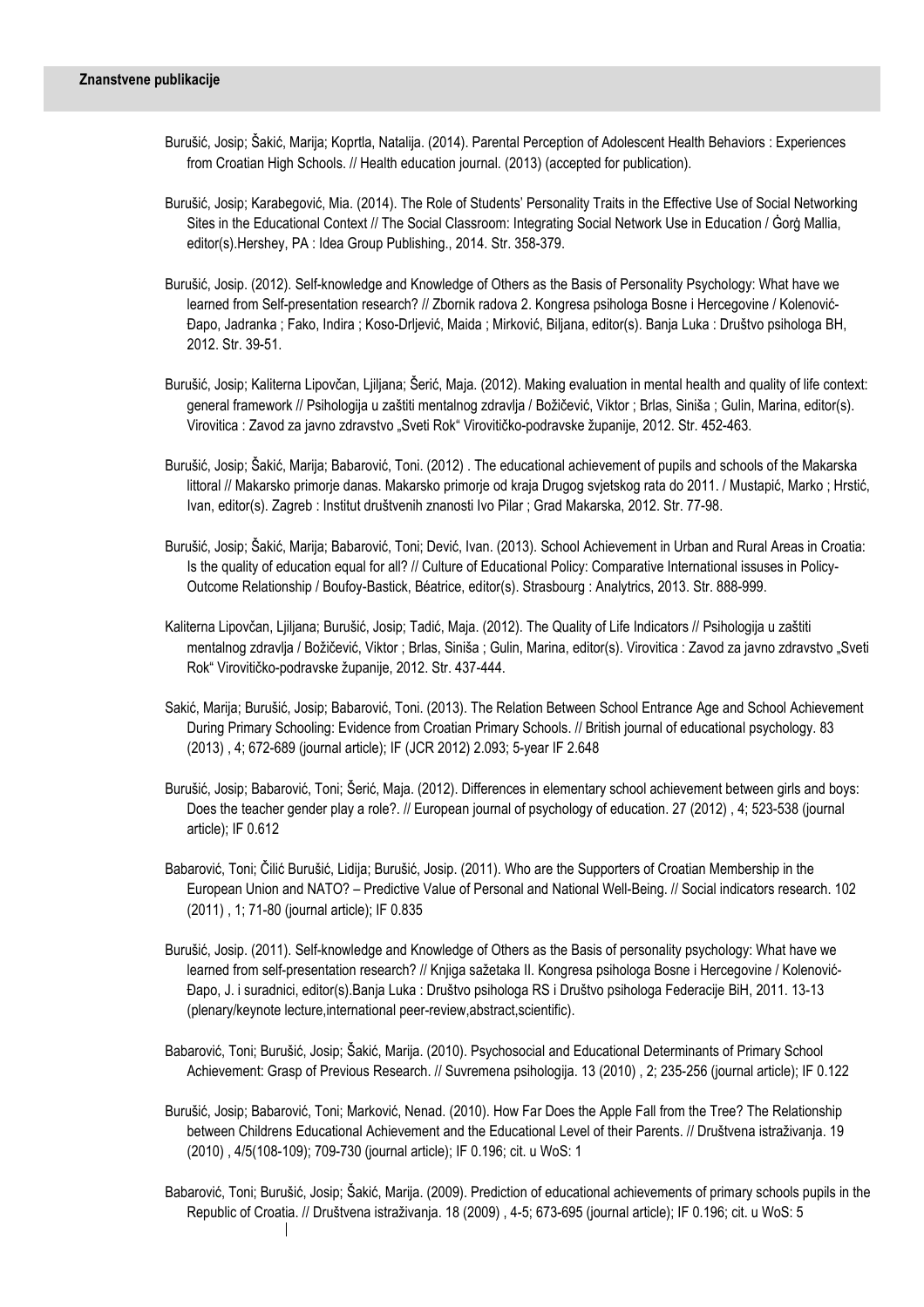## Znanstvene publikacije

Burušić, Josip; Šakić, Marija; Koprtla, Natalija. (2014). Parental Perception of Adolescent Health Behaviors : Experiences from Croatian High Schools. // Health education journal. (2013) (accepted for publication).

Burušić, Josip; Karabegović, Mia. (2014). The Role of Students' Personality Traits in the Effective Use of Social Networking Sites in the Educational Context // The Social Classroom: Integrating Social Network Use in Education / Ġorġ Mallia, editor(s).Hershey, PA : Idea Group Publishing., 2014. Str. 358-379.

Burušić, Josip. (2012). Self-knowledge and Knowledge of Others as the Basis of Personality Psychology: What have we learned from Self-presentation research? // Zbornik radova 2. Kongresa psihologa Bosne i Hercegovine / Kolenović-Đapo, Jadranka ; Fako, Indira ; Koso-Drljević, Maida ; Mirković, Biljana, editor(s). Banja Luka : Društvo psihologa BH, 2012. Str. 39-51.

Burušić, Josip; Kaliterna Lipovčan, Ljiljana; Šerić, Maja. (2012). Making evaluation in mental health and quality of life context: general framework // Psihologija u zaštiti mentalnog zdravlja / Božičević, Viktor ; Brlas, Siniša ; Gulin, Marina, editor(s). Virovitica : Zavod za javno zdravstvo „Sveti Rok" Virovitičko-podravske županije, 2012. Str. 452-463.

Burušić, Josip; Šakić, Marija; Babarović, Toni. (2012) . The educational achievement of pupils and schools of the Makarska littoral // Makarsko primorje danas. Makarsko primorje od kraja Drugog svjetskog rata do 2011. / Mustapić, Marko ; Hrstić, Ivan, editor(s). Zagreb : Institut društvenih znanosti Ivo Pilar ; Grad Makarska, 2012. Str. 77-98.

Burušić, Josip; Šakić, Marija; Babarović, Toni; Dević, Ivan. (2013). School Achievement in Urban and Rural Areas in Croatia: Is the quality of education equal for all? // Culture of Educational Policy: Comparative International issuses in Policy-Outcome Relationship / Boufoy-Bastick, Béatrice, editor(s). Strasbourg : Analytrics, 2013. Str. 888-999.

Kaliterna Lipovčan, Ljiljana; Burušić, Josip; Tadić, Maja. (2012). The Quality of Life Indicators // Psihologija u zaštiti mentalnog zdravlja / Božičević, Viktor ; Brlas, Siniša ; Gulin, Marina, editor(s). Virovitica : Zavod za javno zdravstvo „Sveti Rok" Virovitičko-podravske županije, 2012. Str. 437-444.

Sakić, Marija; Burušić, Josip; Babarović, Toni. (2013). The Relation Between School Entrance Age and School Achievement During Primary Schooling: Evidence from Croatian Primary Schools. // British journal of educational psychology. 83 (2013) , 4; 672-689 (journal article); IF (JCR 2012) 2.093; 5-year IF 2.648

Burušić, Josip; Babarović, Toni; Šerić, Maja. (2012). Differences in elementary school achievement between girls and boys: Does the teacher gender play a role?. // European journal of psychology of education. 27 (2012) , 4; 523-538 (journal article); IF 0.612

Babarović, Toni; Čilić Burušić, Lidija; Burušić, Josip. (2011). Who are the Supporters of Croatian Membership in the European Union and NATO? – Predictive Value of Personal and National Well-Being. // Social indicators research. 102 (2011) , 1; 71-80 (journal article); IF 0.835

Burušić, Josip. (2011). Self-knowledge and Knowledge of Others as the Basis of personality psychology: What have we learned from self-presentation research? // Knjiga sažetaka II. Kongresa psihologa Bosne i Hercegovine / Kolenović-Đapo, J. i suradnici, editor(s).Banja Luka : Društvo psihologa RS i Društvo psihologa Federacije BiH, 2011. 13-13 (plenary/keynote lecture,international peer-review,abstract,scientific).

Babarović, Toni; Burušić, Josip; Šakić, Marija. (2010). Psychosocial and Educational Determinants of Primary School Achievement: Grasp of Previous Research. // Suvremena psihologija. 13 (2010) , 2; 235-256 (journal article); IF 0.122

Burušić, Josip; Babarović, Toni; Marković, Nenad. (2010). How Far Does the Apple Fall from the Tree? The Relationship between Childrens Educational Achievement and the Educational Level of their Parents. // Društvena istraživanja. 19 (2010) , 4/5(108-109); 709-730 (journal article); IF 0.196; cit. u WoS: 1

Babarović, Toni; Burušić, Josip; Šakić, Marija. (2009). Prediction of educational achievements of primary schools pupils in the Republic of Croatia. // Društvena istraživanja. 18 (2009) , 4-5; 673-695 (journal article); IF 0.196; cit. u WoS: 5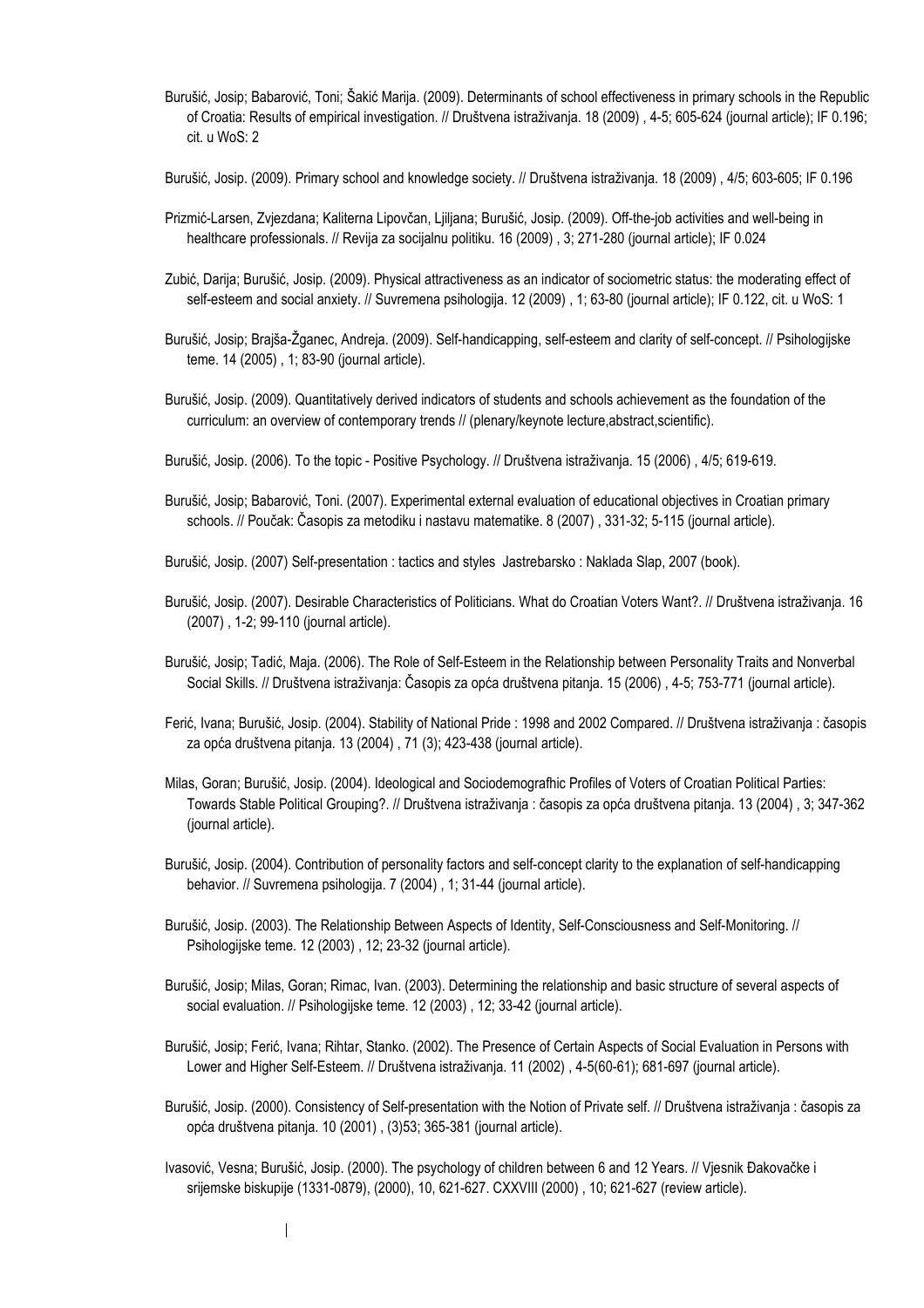Burušić, Josip; Babarović, Toni; Šakić Marija. (2009). Determinants of school effectiveness in primary schools in the Republic of Croatia: Results of empirical investigation. // Društvena istraživanja. 18 (2009) , 4-5; 605-624 (journal article); IF 0.196; cit. u WoS: 2

Burušić, Josip. (2009). Primary school and knowledge society. // Društvena istraživanja. 18 (2009) , 4/5; 603-605; IF 0.196

Prizmić-Larsen, Zvjezdana; Kaliterna Lipovčan, Ljiljana; Burušić, Josip. (2009). Off-the-job activities and well-being in healthcare professionals. // Revija za socijalnu politiku. 16 (2009) , 3; 271-280 (journal article); IF 0.024

Zubić, Darija; Burušić, Josip. (2009). Physical attractiveness as an indicator of sociometric status: the moderating effect of self-esteem and social anxiety. // Suvremena psihologija. 12 (2009) , 1; 63-80 (journal article); IF 0.122, cit. u WoS: 1

Burušić, Josip; Brajša-Žganec, Andreja. (2009). Self-handicapping, self-esteem and clarity of self-concept. // Psihologijske teme. 14 (2005) , 1; 83-90 (journal article).

Burušić, Josip. (2009). Quantitatively derived indicators of students and schools achievement as the foundation of the curriculum: an overview of contemporary trends // (plenary/keynote lecture,abstract,scientific).

Burušić, Josip. (2006). To the topic - Positive Psychology. // Društvena istraživanja. 15 (2006) , 4/5; 619-619.

Burušić, Josip; Babarović, Toni. (2007). Experimental external evaluation of educational objectives in Croatian primary schools. // Poučak: Časopis za metodiku i nastavu matematike. 8 (2007) , 331-32; 5-115 (journal article).

Burušić, Josip. (2007) Self-presentation : tactics and styles Jastrebarsko : Naklada Slap, 2007 (book).

Burušić, Josip. (2007). Desirable Characteristics of Politicians. What do Croatian Voters Want?. // Društvena istraživanja. 16 (2007) , 1-2; 99-110 (journal article).

Burušić, Josip; Tadić, Maja. (2006). The Role of Self-Esteem in the Relationship between Personality Traits and Nonverbal Social Skills. // Društvena istraživanja: Časopis za opća društvena pitanja. 15 (2006) , 4-5; 753-771 (journal article).

Ferić, Ivana; Burušić, Josip. (2004). Stability of National Pride : 1998 and 2002 Compared. // Društvena istraživanja : časopis za opća društvena pitanja. 13 (2004) , 71 (3); 423-438 (journal article).

Milas, Goran; Burušić, Josip. (2004). Ideological and Sociodemografhic Profiles of Voters of Croatian Political Parties: Towards Stable Political Grouping?. // Društvena istraživanja : časopis za opća društvena pitanja. 13 (2004) , 3; 347-362 (journal article).

Burušić, Josip. (2004). Contribution of personality factors and self-concept clarity to the explanation of self-handicapping behavior. // Suvremena psihologija. 7 (2004) , 1; 31-44 (journal article).

Burušić, Josip. (2003). The Relationship Between Aspects of Identity, Self-Consciousness and Self-Monitoring. // Psihologijske teme. 12 (2003) , 12; 23-32 (journal article).

Burušić, Josip; Milas, Goran; Rimac, Ivan. (2003). Determining the relationship and basic structure of several aspects of social evaluation. // Psihologijske teme. 12 (2003) , 12; 33-42 (journal article).

Burušić, Josip; Ferić, Ivana; Rihtar, Stanko. (2002). The Presence of Certain Aspects of Social Evaluation in Persons with Lower and Higher Self-Esteem. // Društvena istraživanja. 11 (2002) , 4-5(60-61); 681-697 (journal article).

Burušić, Josip. (2000). Consistency of Self-presentation with the Notion of Private self. // Društvena istraživanja : časopis za opća društvena pitanja. 10 (2001) , (3)53; 365-381 (journal article).

Ivasović, Vesna; Burušić, Josip. (2000). The psychology of children between 6 and 12 Years. // Vjesnik Đakovačke i srijemske biskupije (1331-0879), (2000), 10, 621-627. CXXVIII (2000) , 10; 621-627 (review article).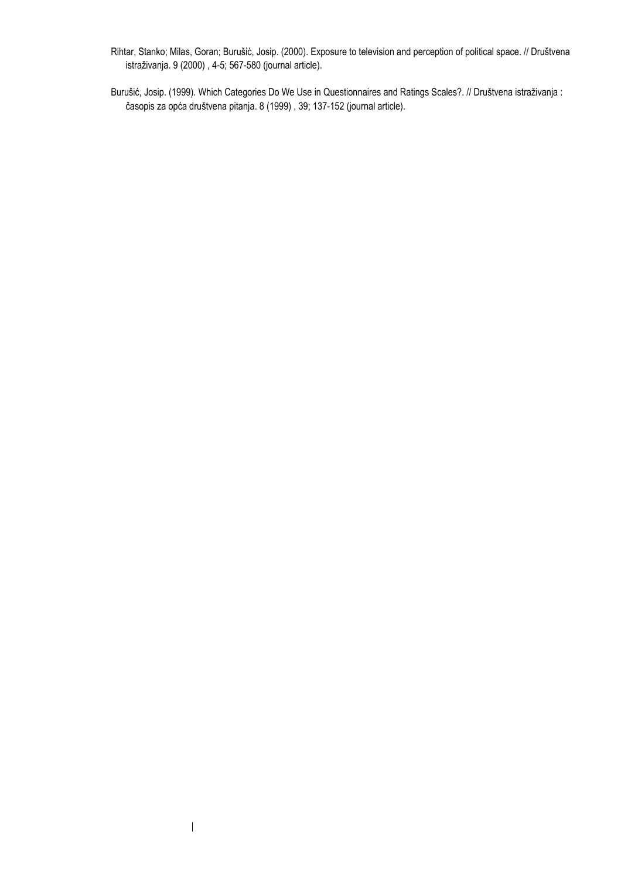Rihtar, Stanko; Milas, Goran; Burušić, Josip. (2000). Exposure to television and perception of political space. // Društvena istraživanja. 9 (2000) , 4-5; 567-580 (journal article).

Burušić, Josip. (1999). Which Categories Do We Use in Questionnaires and Ratings Scales?. // Društvena istraživanja : časopis za opća društvena pitanja. 8 (1999) , 39; 137-152 (journal article).